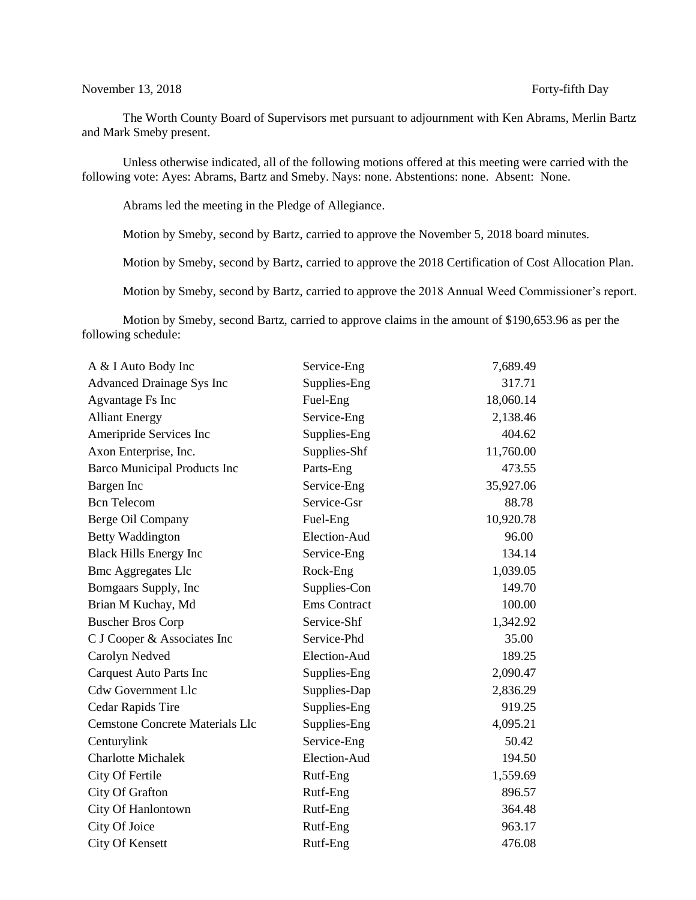November 13, 2018 Forty-fifth Day

The Worth County Board of Supervisors met pursuant to adjournment with Ken Abrams, Merlin Bartz and Mark Smeby present.

Unless otherwise indicated, all of the following motions offered at this meeting were carried with the following vote: Ayes: Abrams, Bartz and Smeby. Nays: none. Abstentions: none. Absent: None.

Abrams led the meeting in the Pledge of Allegiance.

Motion by Smeby, second by Bartz, carried to approve the November 5, 2018 board minutes.

Motion by Smeby, second by Bartz, carried to approve the 2018 Certification of Cost Allocation Plan.

Motion by Smeby, second by Bartz, carried to approve the 2018 Annual Weed Commissioner's report.

Motion by Smeby, second Bartz, carried to approve claims in the amount of $190,653.96 as per the following schedule:

| | | |
|---|---|---|
| A & I Auto Body Inc | Service-Eng | 7,689.49 |
| Advanced Drainage Sys Inc | Supplies-Eng | 317.71 |
| Agvantage Fs Inc | Fuel-Eng | 18,060.14 |
| Alliant Energy | Service-Eng | 2,138.46 |
| Ameripride Services Inc | Supplies-Eng | 404.62 |
| Axon Enterprise, Inc. | Supplies-Shf | 11,760.00 |
| Barco Municipal Products Inc | Parts-Eng | 473.55 |
| Bargen Inc | Service-Eng | 35,927.06 |
| Bcn Telecom | Service-Gsr | 88.78 |
| Berge Oil Company | Fuel-Eng | 10,920.78 |
| Betty Waddington | Election-Aud | 96.00 |
| Black Hills Energy Inc | Service-Eng | 134.14 |
| Bmc Aggregates Llc | Rock-Eng | 1,039.05 |
| Bomgaars Supply, Inc | Supplies-Con | 149.70 |
| Brian M Kuchay, Md | Ems Contract | 100.00 |
| Buscher Bros Corp | Service-Shf | 1,342.92 |
| C J Cooper & Associates Inc | Service-Phd | 35.00 |
| Carolyn Nedved | Election-Aud | 189.25 |
| Carquest Auto Parts Inc | Supplies-Eng | 2,090.47 |
| Cdw Government Llc | Supplies-Dap | 2,836.29 |
| Cedar Rapids Tire | Supplies-Eng | 919.25 |
| Cemstone Concrete Materials Llc | Supplies-Eng | 4,095.21 |
| Centurylink | Service-Eng | 50.42 |
| Charlotte Michalek | Election-Aud | 194.50 |
| City Of Fertile | Rutf-Eng | 1,559.69 |
| City Of Grafton | Rutf-Eng | 896.57 |
| City Of Hanlontown | Rutf-Eng | 364.48 |
| City Of Joice | Rutf-Eng | 963.17 |
| City Of Kensett | Rutf-Eng | 476.08 |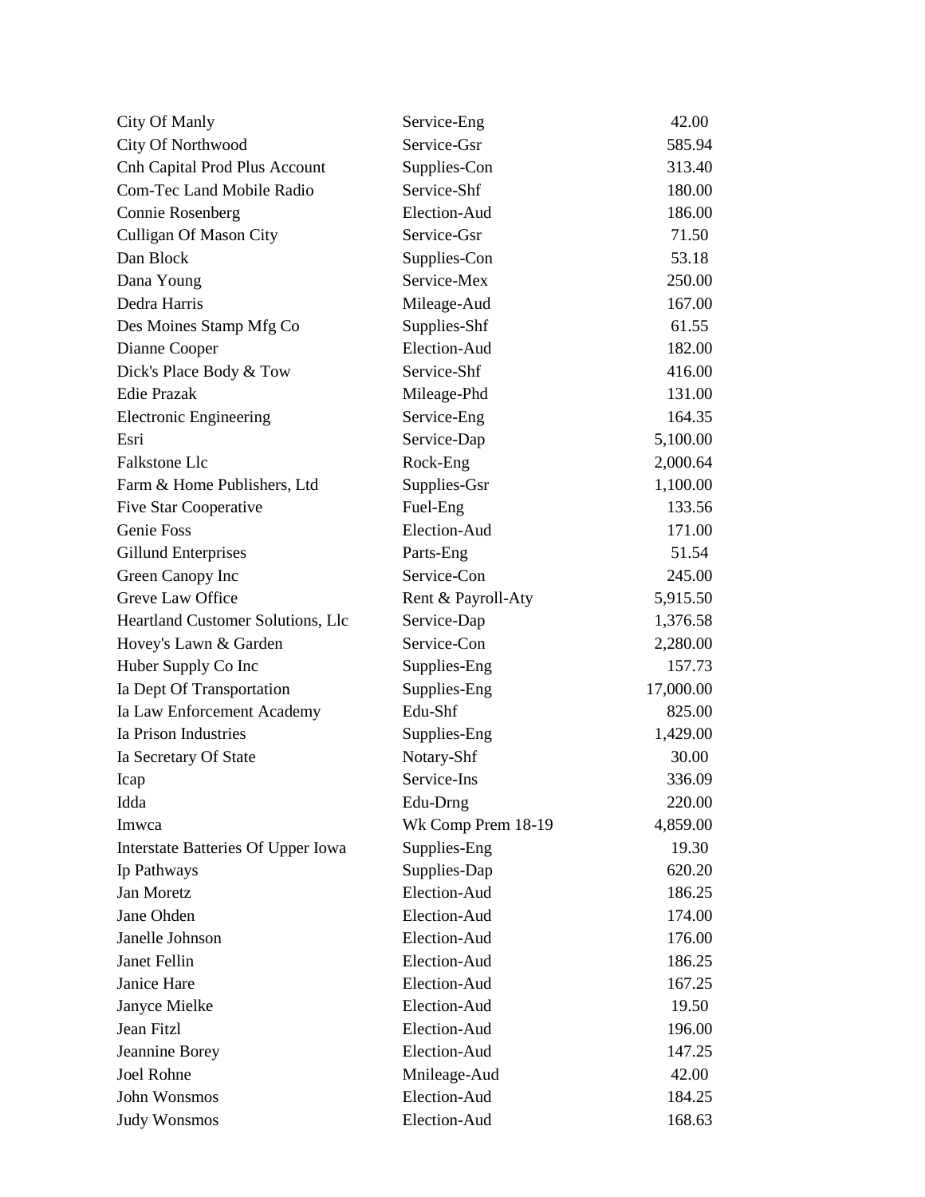| | | |
|---|---|---|
| City Of Manly | Service-Eng | 42.00 |
| City Of Northwood | Service-Gsr | 585.94 |
| Cnh Capital Prod Plus Account | Supplies-Con | 313.40 |
| Com-Tec Land Mobile Radio | Service-Shf | 180.00 |
| Connie Rosenberg | Election-Aud | 186.00 |
| Culligan Of Mason City | Service-Gsr | 71.50 |
| Dan Block | Supplies-Con | 53.18 |
| Dana Young | Service-Mex | 250.00 |
| Dedra Harris | Mileage-Aud | 167.00 |
| Des Moines Stamp Mfg Co | Supplies-Shf | 61.55 |
| Dianne Cooper | Election-Aud | 182.00 |
| Dick's Place Body & Tow | Service-Shf | 416.00 |
| Edie Prazak | Mileage-Phd | 131.00 |
| Electronic Engineering | Service-Eng | 164.35 |
| Esri | Service-Dap | 5,100.00 |
| Falkstone Llc | Rock-Eng | 2,000.64 |
| Farm & Home Publishers, Ltd | Supplies-Gsr | 1,100.00 |
| Five Star Cooperative | Fuel-Eng | 133.56 |
| Genie Foss | Election-Aud | 171.00 |
| Gillund Enterprises | Parts-Eng | 51.54 |
| Green Canopy Inc | Service-Con | 245.00 |
| Greve Law Office | Rent & Payroll-Aty | 5,915.50 |
| Heartland Customer Solutions, Llc | Service-Dap | 1,376.58 |
| Hovey's Lawn & Garden | Service-Con | 2,280.00 |
| Huber Supply Co Inc | Supplies-Eng | 157.73 |
| Ia Dept Of Transportation | Supplies-Eng | 17,000.00 |
| Ia Law Enforcement Academy | Edu-Shf | 825.00 |
| Ia Prison Industries | Supplies-Eng | 1,429.00 |
| Ia Secretary Of State | Notary-Shf | 30.00 |
| Icap | Service-Ins | 336.09 |
| Idda | Edu-Drng | 220.00 |
| Imwca | Wk Comp Prem 18-19 | 4,859.00 |
| Interstate Batteries Of Upper Iowa | Supplies-Eng | 19.30 |
| Ip Pathways | Supplies-Dap | 620.20 |
| Jan Moretz | Election-Aud | 186.25 |
| Jane Ohden | Election-Aud | 174.00 |
| Janelle Johnson | Election-Aud | 176.00 |
| Janet Fellin | Election-Aud | 186.25 |
| Janice Hare | Election-Aud | 167.25 |
| Janyce Mielke | Election-Aud | 19.50 |
| Jean Fitzl | Election-Aud | 196.00 |
| Jeannine Borey | Election-Aud | 147.25 |
| Joel Rohne | Mnileage-Aud | 42.00 |
| John Wonsmos | Election-Aud | 184.25 |
| Judy Wonsmos | Election-Aud | 168.63 |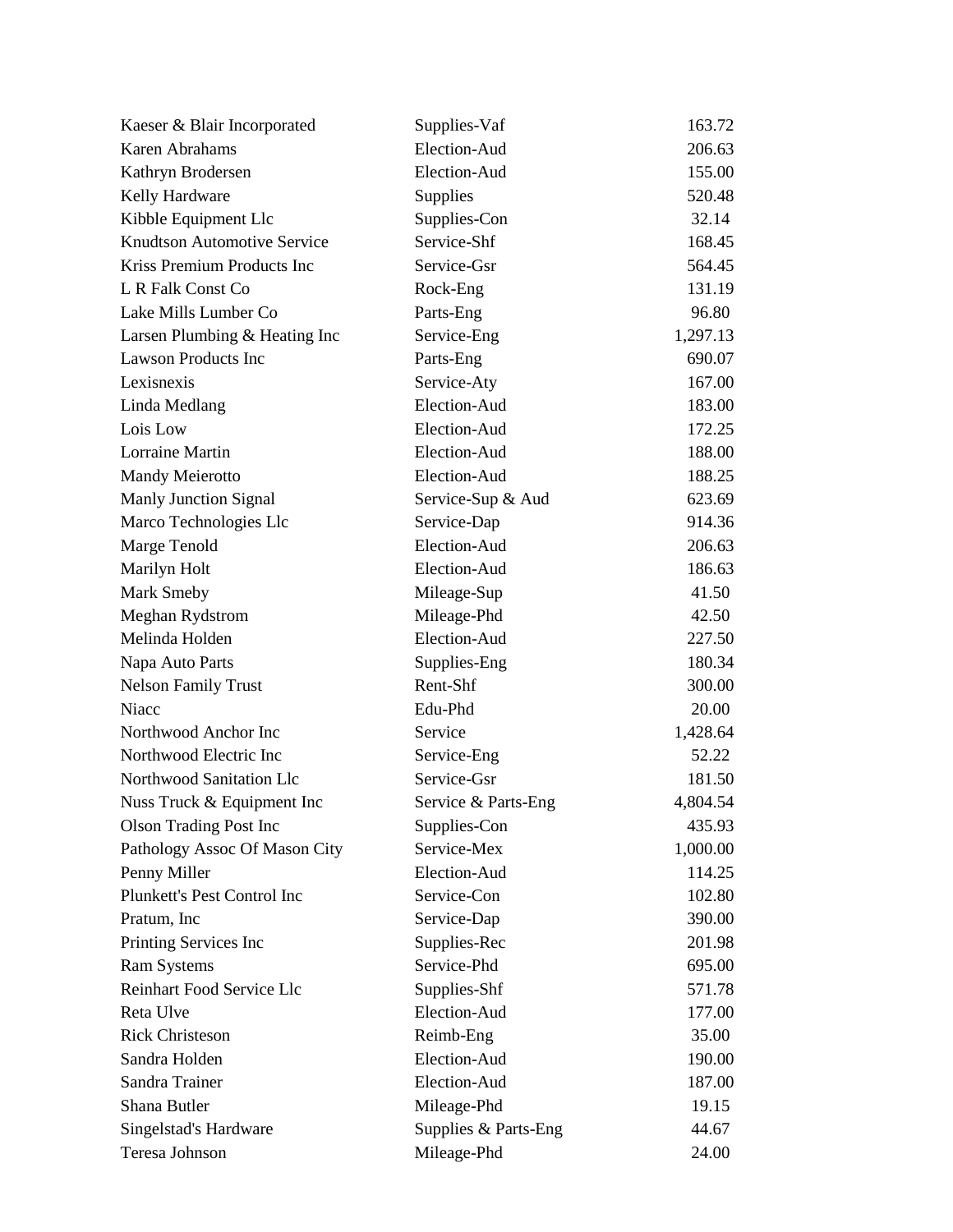| | | |
|---|---|---|
| Kaeser & Blair Incorporated | Supplies-Vaf | 163.72 |
| Karen Abrahams | Election-Aud | 206.63 |
| Kathryn Brodersen | Election-Aud | 155.00 |
| Kelly Hardware | Supplies | 520.48 |
| Kibble Equipment Llc | Supplies-Con | 32.14 |
| Knudtson Automotive Service | Service-Shf | 168.45 |
| Kriss Premium Products Inc | Service-Gsr | 564.45 |
| L R Falk Const Co | Rock-Eng | 131.19 |
| Lake Mills Lumber Co | Parts-Eng | 96.80 |
| Larsen Plumbing & Heating Inc | Service-Eng | 1,297.13 |
| Lawson Products Inc | Parts-Eng | 690.07 |
| Lexisnexis | Service-Aty | 167.00 |
| Linda Medlang | Election-Aud | 183.00 |
| Lois Low | Election-Aud | 172.25 |
| Lorraine Martin | Election-Aud | 188.00 |
| Mandy Meierotto | Election-Aud | 188.25 |
| Manly Junction Signal | Service-Sup & Aud | 623.69 |
| Marco Technologies Llc | Service-Dap | 914.36 |
| Marge Tenold | Election-Aud | 206.63 |
| Marilyn Holt | Election-Aud | 186.63 |
| Mark Smeby | Mileage-Sup | 41.50 |
| Meghan Rydstrom | Mileage-Phd | 42.50 |
| Melinda Holden | Election-Aud | 227.50 |
| Napa Auto Parts | Supplies-Eng | 180.34 |
| Nelson Family Trust | Rent-Shf | 300.00 |
| Niacc | Edu-Phd | 20.00 |
| Northwood Anchor Inc | Service | 1,428.64 |
| Northwood Electric Inc | Service-Eng | 52.22 |
| Northwood Sanitation Llc | Service-Gsr | 181.50 |
| Nuss Truck & Equipment Inc | Service & Parts-Eng | 4,804.54 |
| Olson Trading Post Inc | Supplies-Con | 435.93 |
| Pathology Assoc Of Mason City | Service-Mex | 1,000.00 |
| Penny Miller | Election-Aud | 114.25 |
| Plunkett's Pest Control Inc | Service-Con | 102.80 |
| Pratum, Inc | Service-Dap | 390.00 |
| Printing Services Inc | Supplies-Rec | 201.98 |
| Ram Systems | Service-Phd | 695.00 |
| Reinhart Food Service Llc | Supplies-Shf | 571.78 |
| Reta Ulve | Election-Aud | 177.00 |
| Rick Christeson | Reimb-Eng | 35.00 |
| Sandra Holden | Election-Aud | 190.00 |
| Sandra Trainer | Election-Aud | 187.00 |
| Shana Butler | Mileage-Phd | 19.15 |
| Singelstad's Hardware | Supplies & Parts-Eng | 44.67 |
| Teresa Johnson | Mileage-Phd | 24.00 |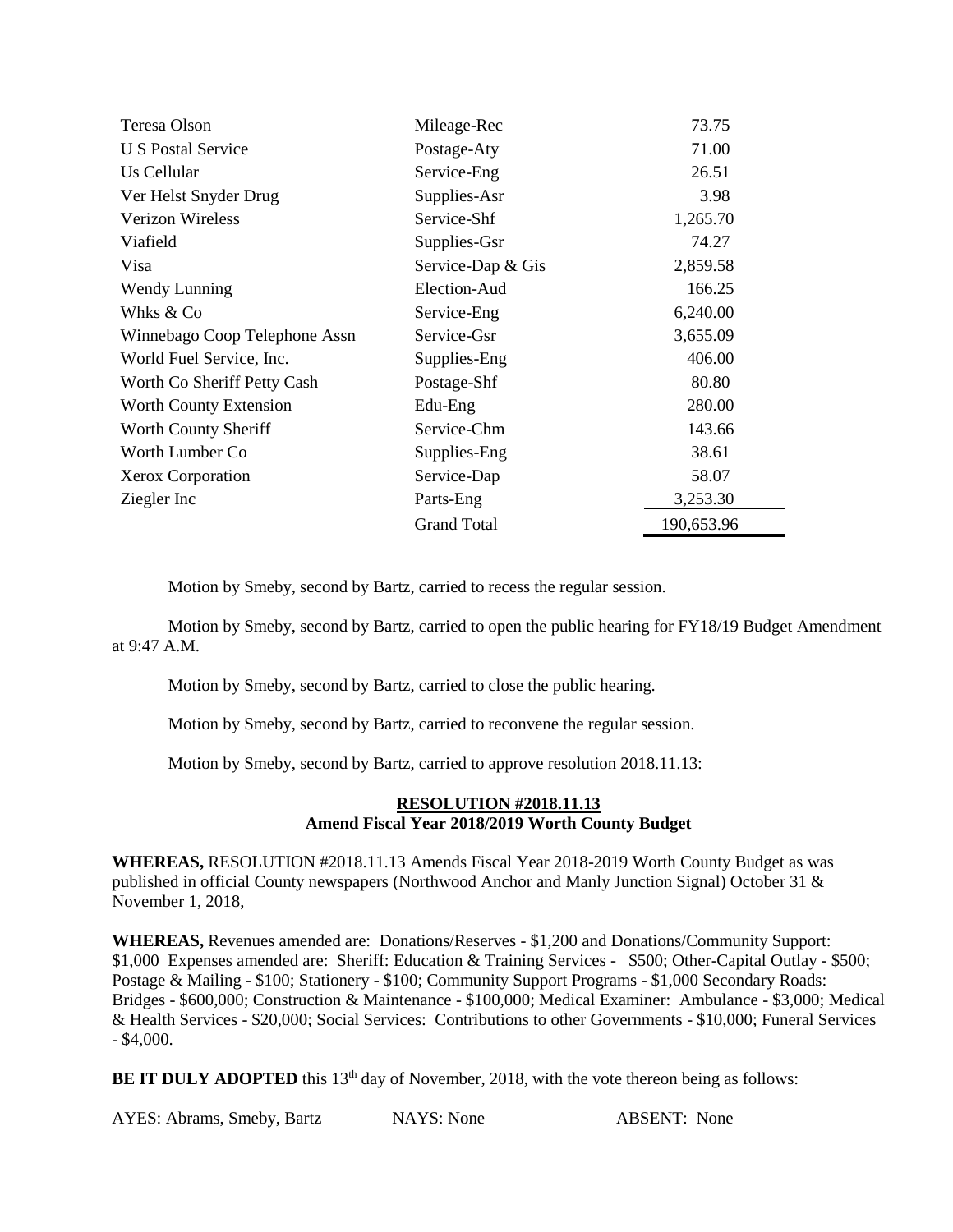| | | |
|---|---|---|
| Teresa Olson | Mileage-Rec | 73.75 |
| U S Postal Service | Postage-Aty | 71.00 |
| Us Cellular | Service-Eng | 26.51 |
| Ver Helst Snyder Drug | Supplies-Asr | 3.98 |
| Verizon Wireless | Service-Shf | 1,265.70 |
| Viafield | Supplies-Gsr | 74.27 |
| Visa | Service-Dap & Gis | 2,859.58 |
| Wendy Lunning | Election-Aud | 166.25 |
| Whks & Co | Service-Eng | 6,240.00 |
| Winnebago Coop Telephone Assn | Service-Gsr | 3,655.09 |
| World Fuel Service, Inc. | Supplies-Eng | 406.00 |
| Worth Co Sheriff Petty Cash | Postage-Shf | 80.80 |
| Worth County Extension | Edu-Eng | 280.00 |
| Worth County Sheriff | Service-Chm | 143.66 |
| Worth Lumber Co | Supplies-Eng | 38.61 |
| Xerox Corporation | Service-Dap | 58.07 |
| Ziegler Inc | Parts-Eng | 3,253.30 |
| | Grand Total | 190,653.96 |

Motion by Smeby, second by Bartz, carried to recess the regular session.

Motion by Smeby, second by Bartz, carried to open the public hearing for FY18/19 Budget Amendment at 9:47 A.M.

Motion by Smeby, second by Bartz, carried to close the public hearing.

Motion by Smeby, second by Bartz, carried to reconvene the regular session.

Motion by Smeby, second by Bartz, carried to approve resolution 2018.11.13:

**RESOLUTION #2018.11.13**
**Amend Fiscal Year 2018/2019 Worth County Budget**

**WHEREAS,** RESOLUTION #2018.11.13 Amends Fiscal Year 2018-2019 Worth County Budget as was published in official County newspapers (Northwood Anchor and Manly Junction Signal) October 31 & November 1, 2018,

**WHEREAS,** Revenues amended are: Donations/Reserves - $1,200 and Donations/Community Support: $1,000 Expenses amended are: Sheriff: Education & Training Services - $500; Other-Capital Outlay - $500; Postage & Mailing - $100; Stationery - $100; Community Support Programs - $1,000 Secondary Roads: Bridges - $600,000; Construction & Maintenance - $100,000; Medical Examiner: Ambulance - $3,000; Medical & Health Services - $20,000; Social Services: Contributions to other Governments - $10,000; Funeral Services - $4,000.

**BE IT DULY ADOPTED** this 13th day of November, 2018, with the vote thereon being as follows:

AYES: Abrams, Smeby, Bartz NAYS: None ABSENT: None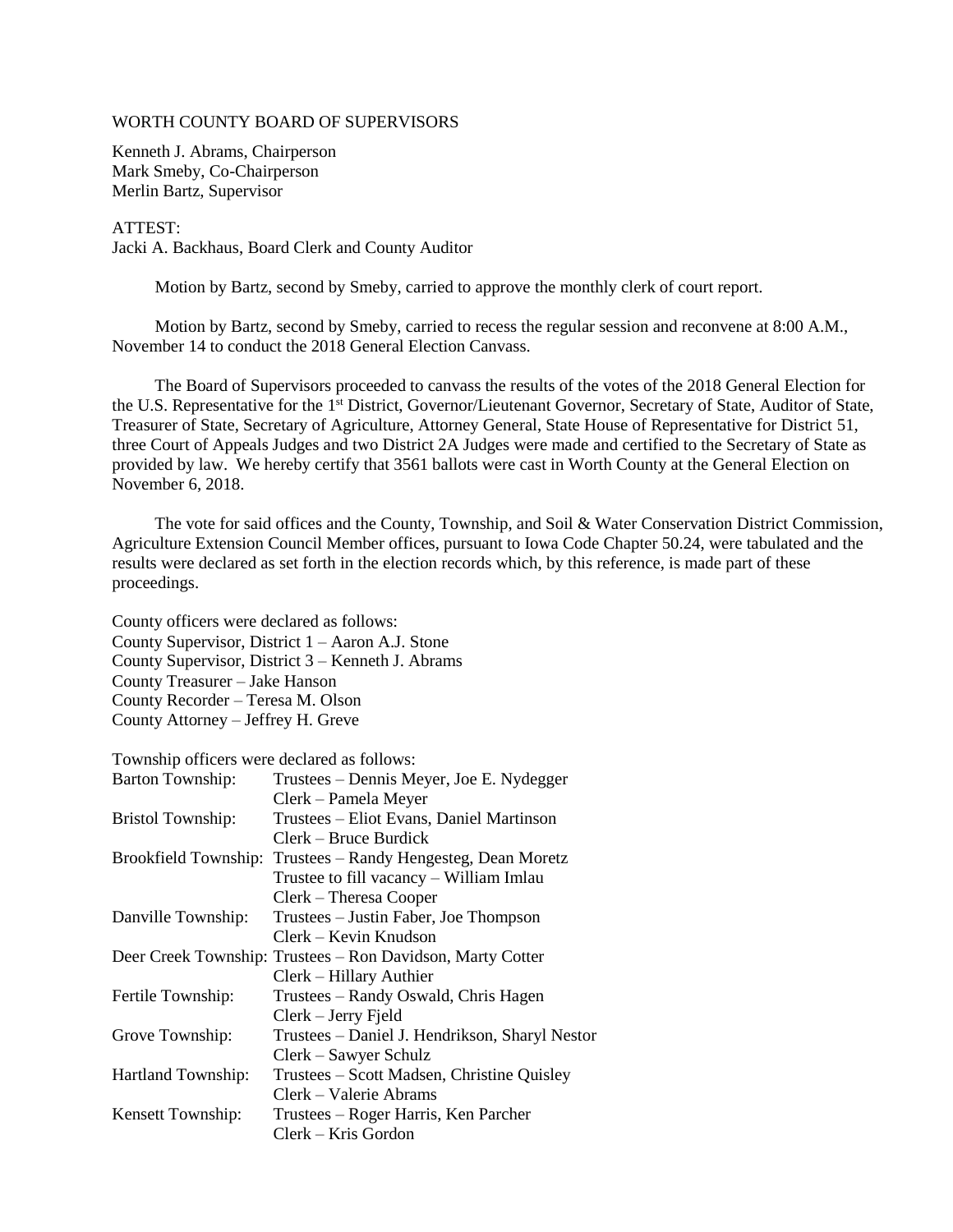WORTH COUNTY BOARD OF SUPERVISORS

Kenneth J. Abrams, Chairperson
Mark Smeby, Co-Chairperson
Merlin Bartz, Supervisor

ATTEST:
Jacki A. Backhaus, Board Clerk and County Auditor

Motion by Bartz, second by Smeby, carried to approve the monthly clerk of court report.

Motion by Bartz, second by Smeby, carried to recess the regular session and reconvene at 8:00 A.M., November 14 to conduct the 2018 General Election Canvass.

The Board of Supervisors proceeded to canvass the results of the votes of the 2018 General Election for the U.S. Representative for the 1st District, Governor/Lieutenant Governor, Secretary of State, Auditor of State, Treasurer of State, Secretary of Agriculture, Attorney General, State House of Representative for District 51, three Court of Appeals Judges and two District 2A Judges were made and certified to the Secretary of State as provided by law. We hereby certify that 3561 ballots were cast in Worth County at the General Election on November 6, 2018.

The vote for said offices and the County, Township, and Soil & Water Conservation District Commission, Agriculture Extension Council Member offices, pursuant to Iowa Code Chapter 50.24, were tabulated and the results were declared as set forth in the election records which, by this reference, is made part of these proceedings.

County officers were declared as follows:
County Supervisor, District 1 – Aaron A.J. Stone
County Supervisor, District 3 – Kenneth J. Abrams
County Treasurer – Jake Hanson
County Recorder – Teresa M. Olson
County Attorney – Jeffrey H. Greve

Township officers were declared as follows:

| | |
|---|---|
| Barton Township: | Trustees – Dennis Meyer, Joe E. Nydegger |
| | Clerk – Pamela Meyer |
| Bristol Township: | Trustees – Eliot Evans, Daniel Martinson |
| | Clerk – Bruce Burdick |
| Brookfield Township: | Trustees – Randy Hengesteg, Dean Moretz |
| | Trustee to fill vacancy – William Imlau |
| | Clerk – Theresa Cooper |
| Danville Township: | Trustees – Justin Faber, Joe Thompson |
| | Clerk – Kevin Knudson |
| Deer Creek Township: | Trustees – Ron Davidson, Marty Cotter |
| | Clerk – Hillary Authier |
| Fertile Township: | Trustees – Randy Oswald, Chris Hagen |
| | Clerk – Jerry Fjeld |
| Grove Township: | Trustees – Daniel J. Hendrikson, Sharyl Nestor |
| | Clerk – Sawyer Schulz |
| Hartland Township: | Trustees – Scott Madsen, Christine Quisley |
| | Clerk – Valerie Abrams |
| Kensett Township: | Trustees – Roger Harris, Ken Parcher |
| | Clerk – Kris Gordon |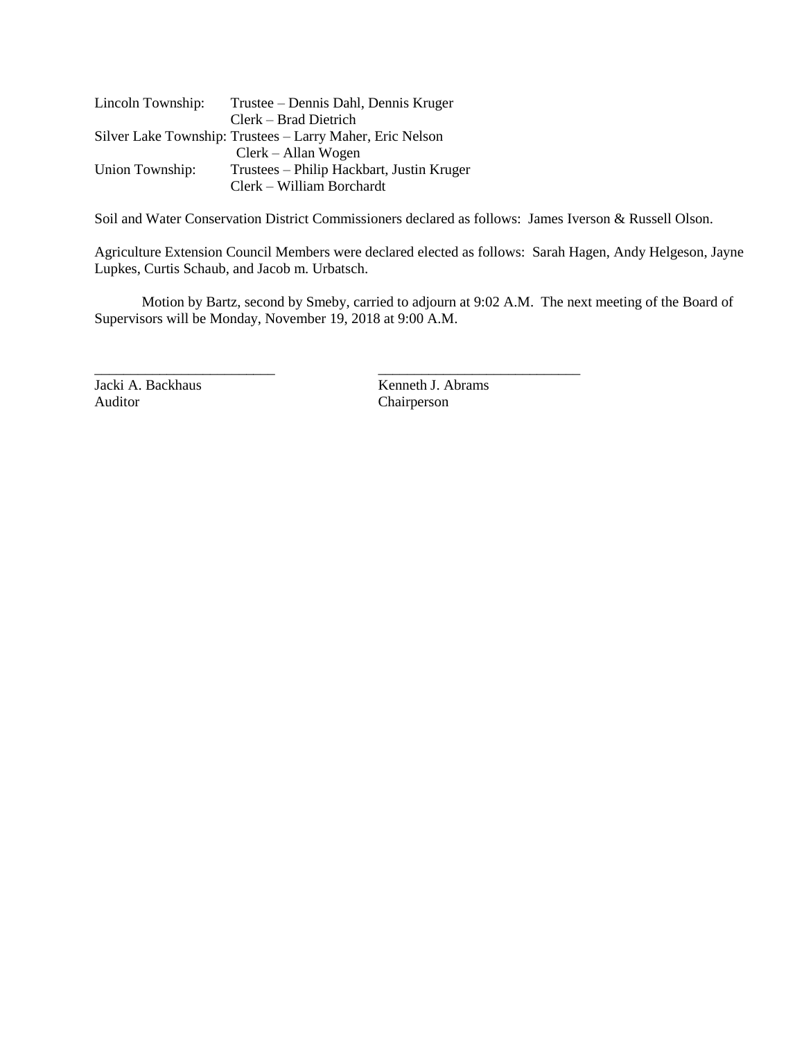Lincoln Township: Trustee – Dennis Dahl, Dennis Kruger
Clerk – Brad Dietrich
Silver Lake Township: Trustees – Larry Maher, Eric Nelson
Clerk – Allan Wogen
Union Township: Trustees – Philip Hackbart, Justin Kruger
Clerk – William Borchardt

Soil and Water Conservation District Commissioners declared as follows: James Iverson & Russell Olson.

Agriculture Extension Council Members were declared elected as follows: Sarah Hagen, Andy Helgeson, Jayne Lupkes, Curtis Schaub, and Jacob m. Urbatsch.

Motion by Bartz, second by Smeby, carried to adjourn at 9:02 A.M. The next meeting of the Board of Supervisors will be Monday, November 19, 2018 at 9:00 A.M.

| | |
|---|---|
| _________________________ | ____________________________ |
| Jacki A. Backhaus | Kenneth J. Abrams |
| Auditor | Chairperson |